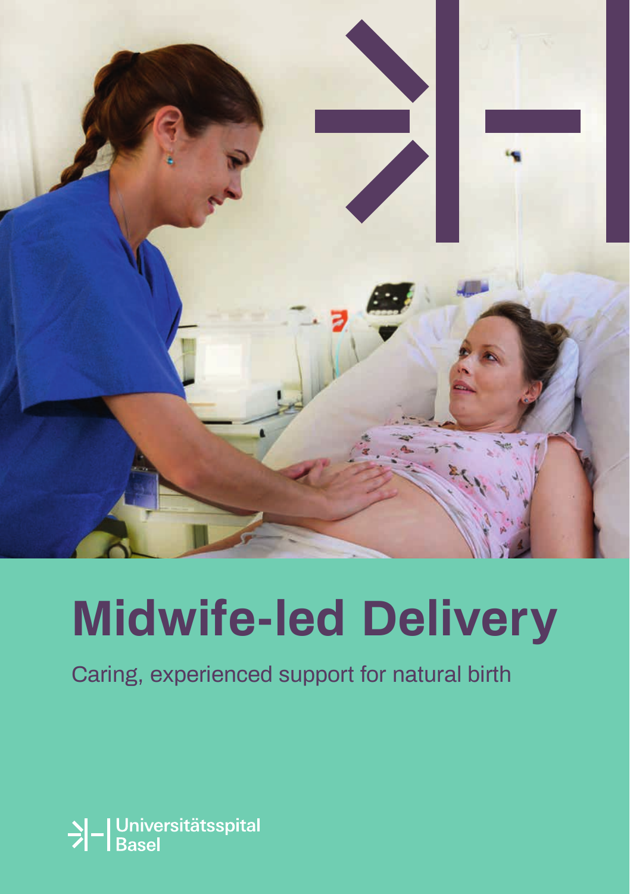# Midwife-led Delivery

Caring, experienced support for natural birth

Universitätsspital Basel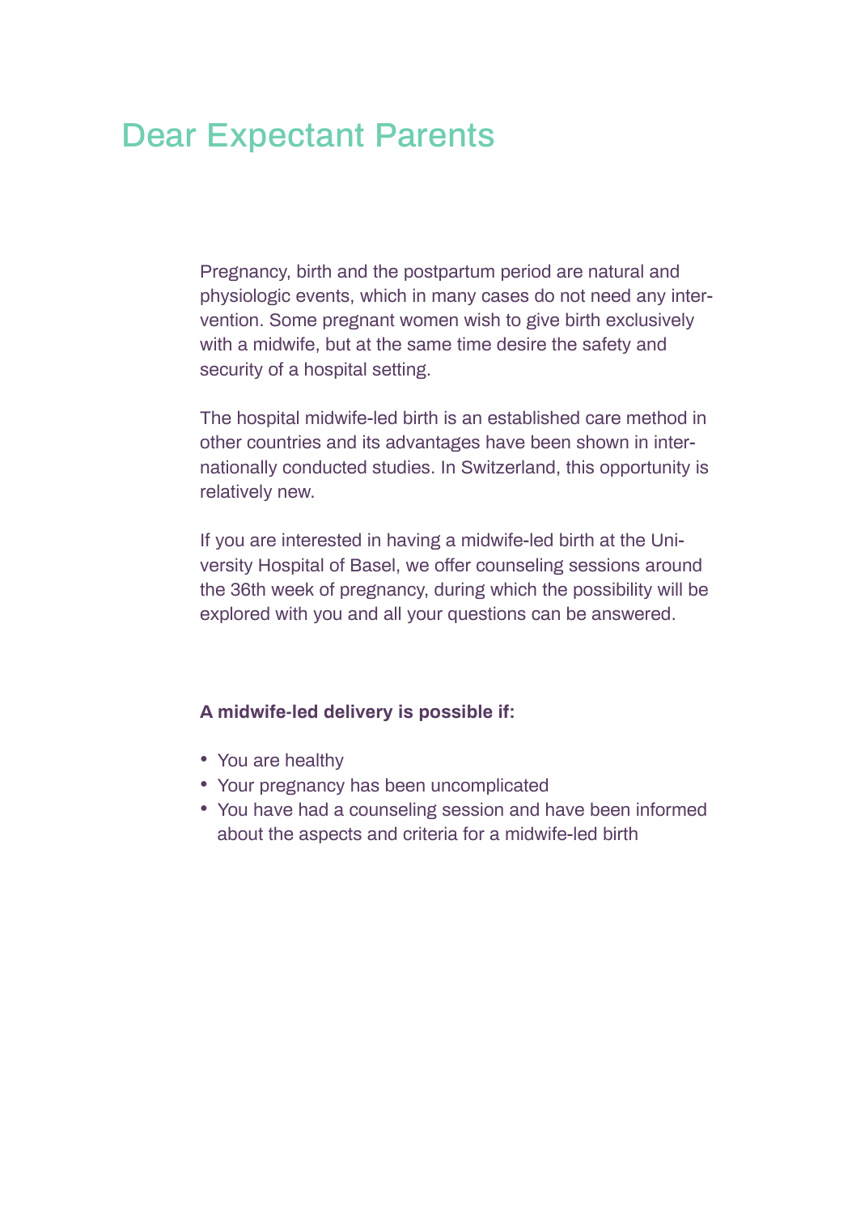# Dear Expectant Parents

Pregnancy, birth and the postpartum period are natural and physiologic events, which in many cases do not need any intervention. Some pregnant women wish to give birth exclusively with a midwife, but at the same time desire the safety and security of a hospital setting.

The hospital midwife-led birth is an established care method in other countries and its advantages have been shown in internationally conducted studies. In Switzerland, this opportunity is relatively new.

If you are interested in having a midwife-led birth at the University Hospital of Basel, we offer counseling sessions around the 36th week of pregnancy, during which the possibility will be explored with you and all your questions can be answered.

**A midwife-led delivery is possible if:**

- You are healthy
- Your pregnancy has been uncomplicated
- You have had a counseling session and have been informed about the aspects and criteria for a midwife-led birth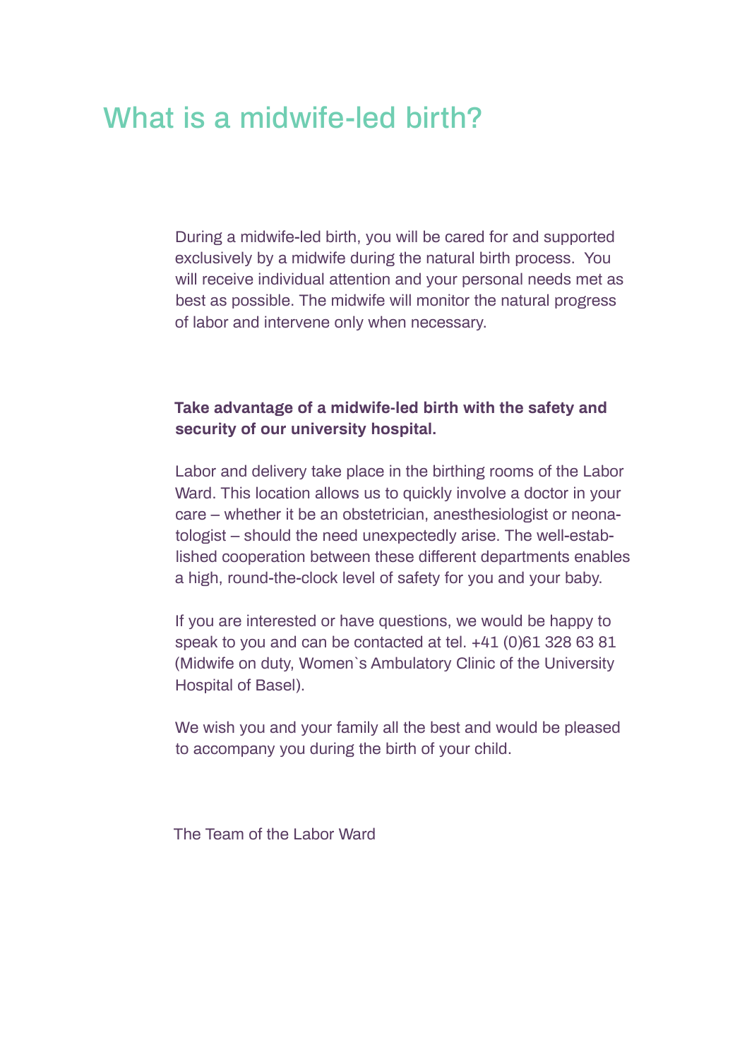# What is a midwife-led birth?

During a midwife-led birth, you will be cared for and supported exclusively by a midwife during the natural birth process. You will receive individual attention and your personal needs met as best as possible. The midwife will monitor the natural progress of labor and intervene only when necessary.

**Take advantage of a midwife-led birth with the safety and security of our university hospital.**

Labor and delivery take place in the birthing rooms of the Labor Ward. This location allows us to quickly involve a doctor in your care – whether it be an obstetrician, anesthesiologist or neonatologist – should the need unexpectedly arise. The well-established cooperation between these different departments enables a high, round-the-clock level of safety for you and your baby.

If you are interested or have questions, we would be happy to speak to you and can be contacted at tel. +41 (0)61 328 63 81 (Midwife on duty, Women`s Ambulatory Clinic of the University Hospital of Basel).

We wish you and your family all the best and would be pleased to accompany you during the birth of your child.

The Team of the Labor Ward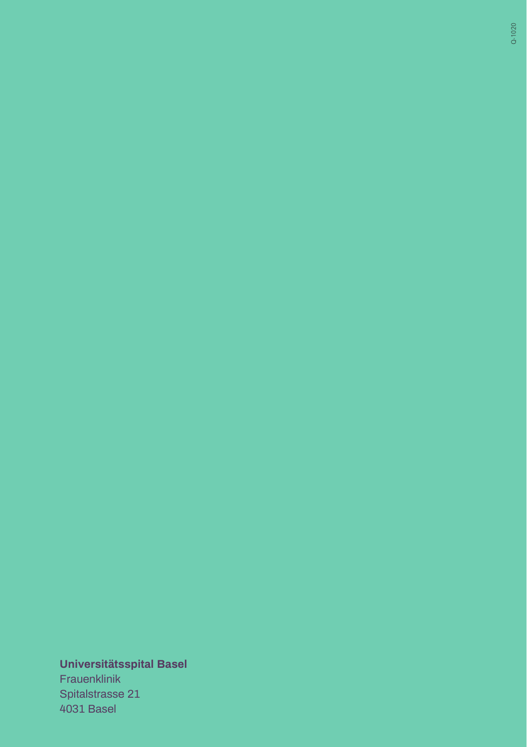Q-1020

**Universitätsspital Basel**
Frauenklinik
Spitalstrasse 21
4031 Basel